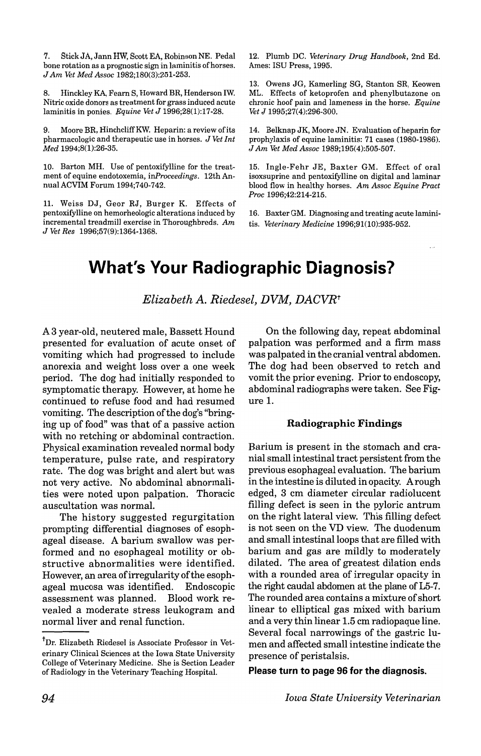7. Stick JA, Jann HW, Scott EA, Robinson NE. Pedal bone rotation as a prognostic sign in laminitis of horses. *J Am Vet Med Assoc* 1982;180(3):251-253.

8. Hinckley KA, Fearn S, Howard BR, Henderson IW. Nitric oxide donors as treatment for grass induced acute laminitis in ponies. *Equine Vet J* 1996;28(1):17-28.

9. Moore BR, Hinchcliff KW. Heparin: a review of its pharmacologic and therapeutic use in horses. *J Vet Int Med* 1994;8(1):26-35.

10. Barton MH. Use of pentoxifylline for the treatment of equine endotoxemia, in*Proceedings*. 12th Annual ACVIM Forum 1994;740-742.

11. Weiss DJ, Geor RJ, Burger K. Effects of pentoxifylline on hemorheologic alterations induced by incremental treadmill exercise in Thoroughbreds. *Am J Vet Res* 1996;57(9):1364-1368.

12. Plumb DC. *Veterinary Drug Handbook*, 2nd Ed. Ames: ISU Press, 1995.

13. Owens JG, Kamerling SG, Stanton SR, Keowen ML. Effects of ketoprofen and phenylbutazone on chronic hoof pain and lameness in the horse. *Equine Vet J* 1995;27(4):296-300.

14. Belknap JK, Moore JN. Evaluation of heparin for prophylaxis of equine laminitis: 71 cases (1980-1986). *J Am Vet Med Assoc* 1989;195(4):505-507.

15. Ingle-Fehr JE, Baxter GM. Effect of oral isoxsuprine and pentoxifylline on digital and laminar blood flow in healthy horses. *Am Assoc Equine Pract Proc* 1996;42:214-215.

16. Baxter GM. Diagnosing and treating acute laminitis. *Veterinary Medicine* 1996;91(10):935-952.

# What's Your Radiographic Diagnosis?

*Elizabeth A. Riedesel, DVM, DACVR*[†]

A 3 year-old, neutered male, Bassett Hound presented for evaluation of acute onset of vomiting which had progressed to include anorexia and weight loss over a one week period. The dog had initially responded to symptomatic therapy. However, at home he continued to refuse food and had resumed vomiting. The description of the dog's "bringing up of food" was that of a passive action with no retching or abdominal contraction. Physical examination revealed normal body temperature, pulse rate, and respiratory rate. The dog was bright and alert but was not very active. No abdominal abnormalities were noted upon palpation. Thoracic auscultation was normal.

The history suggested regurgitation prompting differential diagnoses of esophageal disease. A barium swallow was performed and no esophageal motility or obstructive abnormalities were identified. However, an area of irregularity of the esophageal mucosa was identified. Endoscopic assessment was planned. Blood work revealed a moderate stress leukogram and normal liver and renal function.

[†]Dr. Elizabeth Riedesel is Associate Professor in Veterinary Clinical Sciences at the Iowa State University College of Veterinary Medicine. She is Section Leader of Radiology in the Veterinary Teaching Hospital.

On the following day, repeat abdominal palpation was performed and a firm mass was palpated in the cranial ventral abdomen. The dog had been observed to retch and vomit the prior evening. Prior to endoscopy, abdominal radiographs were taken. See Figure 1.

### Radiographic Findings

Barium is present in the stomach and cranial small intestinal tract persistent from the previous esophageal evaluation. The barium in the intestine is diluted in opacity. A rough edged, 3 cm diameter circular radiolucent filling defect is seen in the pyloric antrum on the right lateral view. This filling defect is not seen on the VD view. The duodenum and small intestinal loops that are filled with barium and gas are mildly to moderately dilated. The area of greatest dilation ends with a rounded area of irregular opacity in the right caudal abdomen at the plane of L5-7. The rounded area contains a mixture of short linear to elliptical gas mixed with barium and a very thin linear 1.5 cm radiopaque line. Several focal narrowings of the gastric lumen and affected small intestine indicate the presence of peristalsis.

**Please turn to page 96 for the diagnosis.**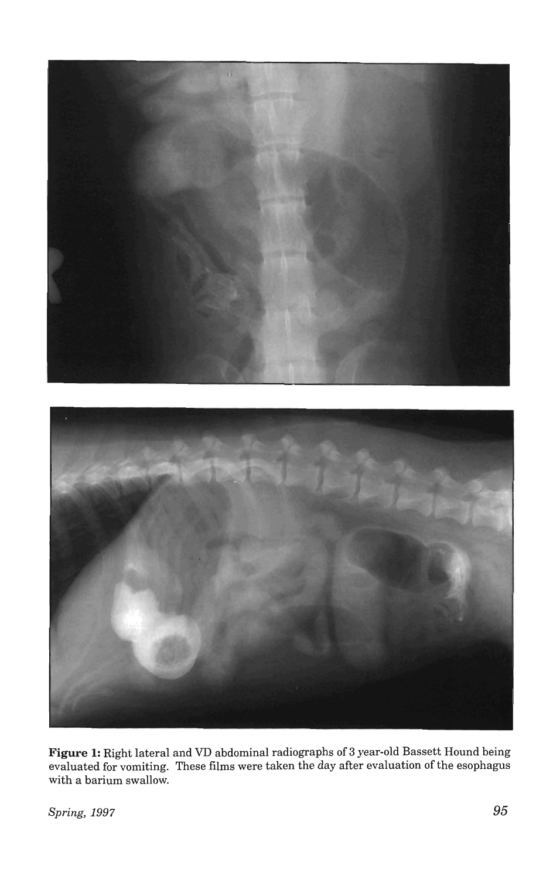**Figure 1:** Right lateral and VD abdominal radiographs of 3 year-old Bassett Hound being evaluated for vomiting. These films were taken the day after evaluation of the esophagus with a barium swallow.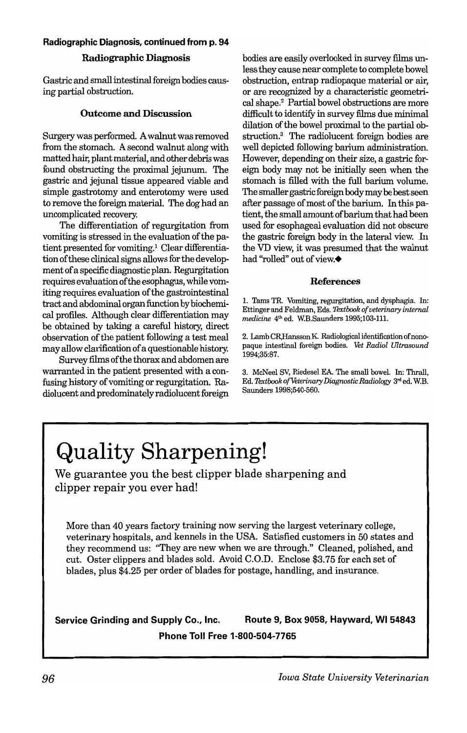**Radiographic Diagnosis, continued from p. 94**

### Radiographic Diagnosis

Gastric and small intestinal foreign bodies causing partial obstruction.

### Outcome and Discussion

Surgery was performed. A walnut was removed from the stomach. A second walnut along with matted hair, plant material, and other debris was found obstructing the proximal jejunum. The gastric and jejunal tissue appeared viable and simple gastrotomy and enterotomy were used to remove the foreign material. The dog had an uncomplicated recovery.

The differentiation of regurgitation from vomiting is stressed in the evaluation of the patient presented for vomiting.[1] Clear differentiation of these clinical signs allows for the development of a specific diagnostic plan. Regurgitation requires evaluation of the esophagus, while vomiting requires evaluation of the gastrointestinal tract and abdominal organ function by biochemical profiles. Although clear differentiation may be obtained by taking a careful history, direct observation of the patient following a test meal may allow clarification of a questionable history.

Survey films of the thorax and abdomen are warranted in the patient presented with a confusing history of vomiting or regurgitation. Radiolucent and predominately radiolucent foreign bodies are easily overlooked in survey films unless they cause near complete to complete bowel obstruction, entrap radiopaque material or air, or are recognized by a characteristic geometrical shape.[2] Partial bowel obstructions are more difficult to identify in survey films due minimal dilation of the bowel proximal to the partial obstruction.[3] The radiolucent foreign bodies are well depicted following barium administration. However, depending on their size, a gastric foreign body may not be initially seen when the stomach is filled with the full barium volume. The smaller gastric foreign body may be best seen after passage of most of the barium. In this patient, the small amount of barium that had been used for esophageal evaluation did not obscure the gastric foreign body in the lateral view. In the VD view, it was presumed that the walnut had "rolled" out of view.◆

### References

1. Tams TR. Vomiting, regurgitation, and dysphagia. In: Ettinger and Feldman, Eds. *Textbook of veterinary internal medicine* 4th ed. W.B.Saunders 1995;103-111.

2. Lamb CR,Hansson K. Radiological identification of nonopaque intestinal foreign bodies. *Vet Radiol Ultrasound* 1994;35:87.

3. McNeel SV, Riedesel EA. The small bowel. In: Thrall, Ed. *Textbook of Veterinary Diagnostic Radiology* 3rd ed. W.B. Saunders 1998;540-560.

---

# Quality Sharpening!

We guarantee you the best clipper blade sharpening and clipper repair you ever had!

More than 40 years factory training now serving the largest veterinary college, veterinary hospitals, and kennels in the USA. Satisfied customers in 50 states and they recommend us: "They are new when we are through." Cleaned, polished, and cut. Oster clippers and blades sold. Avoid C.O.D. Enclose $3.75 for each set of blades, plus $4.25 per order of blades for postage, handling, and insurance.

**Service Grinding and Supply Co., Inc.** **Route 9, Box 9058, Hayward, WI 54843**

**Phone Toll Free 1-800-504-7765**